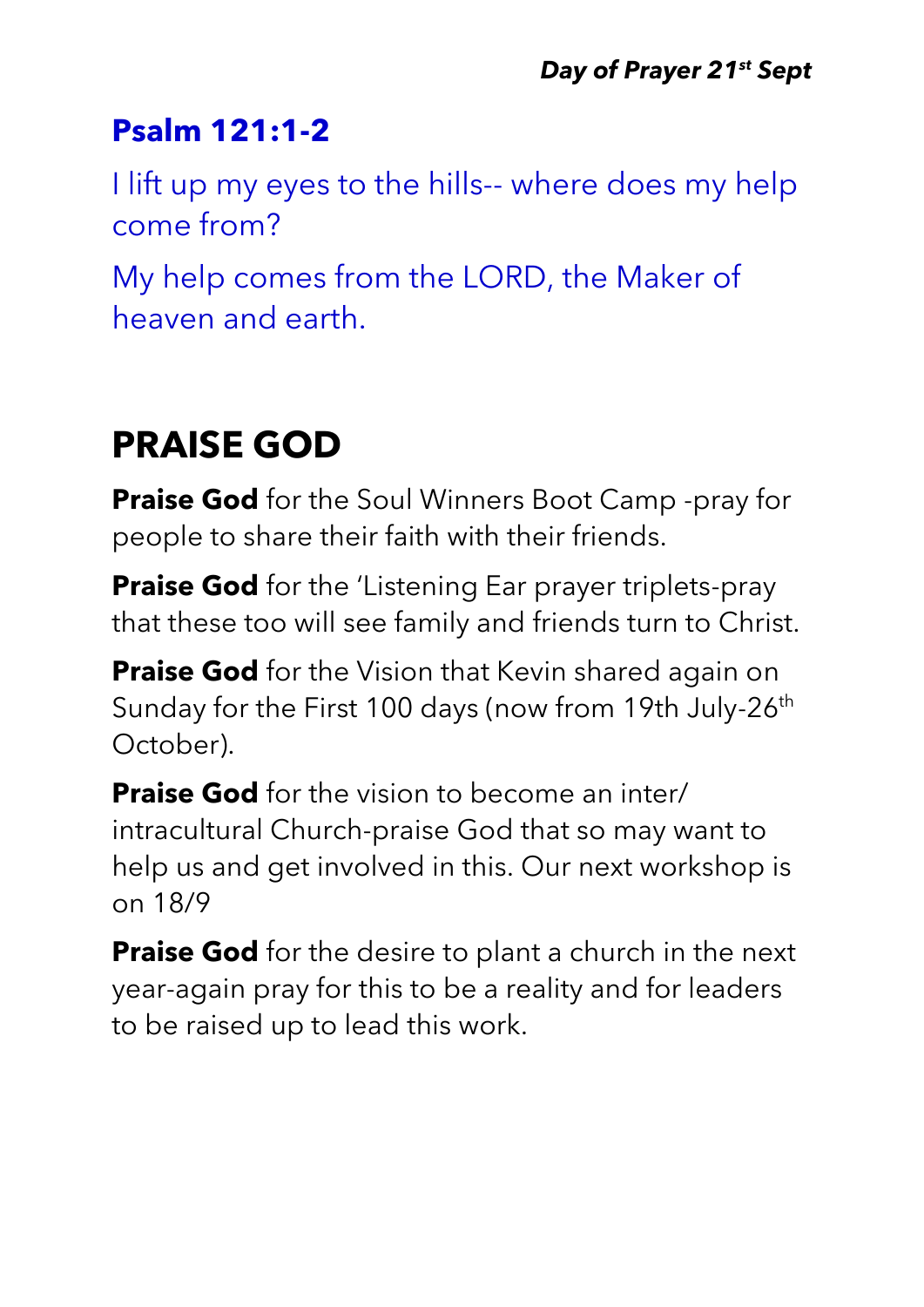*Day of Prayer 21st Sept*

## Psalm 121:1-2

I lift up my eyes to the hills-- where does my help come from?

My help comes from the LORD, the Maker of heaven and earth.

# PRAISE GOD

**Praise God** for the Soul Winners Boot Camp -pray for people to share their faith with their friends.

**Praise God** for the 'Listening Ear prayer triplets-pray that these too will see family and friends turn to Christ.

**Praise God** for the Vision that Kevin shared again on Sunday for the First 100 days (now from 19th July-26th October).

**Praise God** for the vision to become an inter/ intracultural Church-praise God that so may want to help us and get involved in this. Our next workshop is on 18/9

**Praise God** for the desire to plant a church in the next year-again pray for this to be a reality and for leaders to be raised up to lead this work.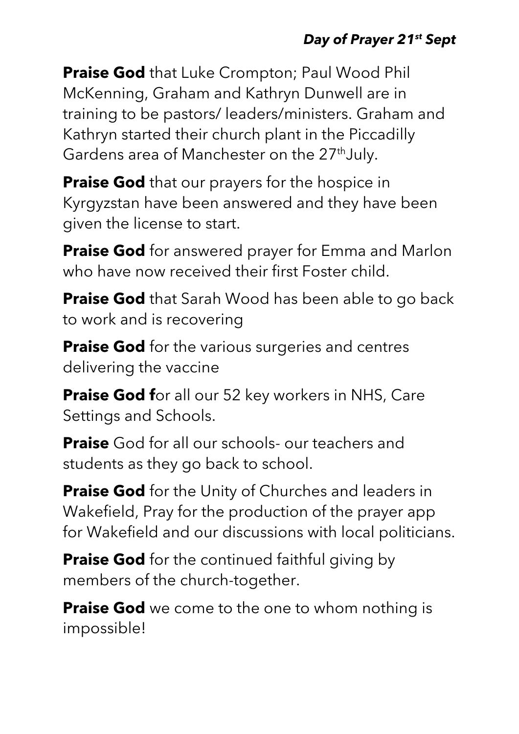***Day of Prayer 21st Sept***

**Praise God** that Luke Crompton; Paul Wood Phil McKenning, Graham and Kathryn Dunwell are in training to be pastors/ leaders/ministers. Graham and Kathryn started their church plant in the Piccadilly Gardens area of Manchester on the 27thJuly.

**Praise God** that our prayers for the hospice in Kyrgyzstan have been answered and they have been given the license to start.

**Praise God** for answered prayer for Emma and Marlon who have now received their first Foster child.

**Praise God** that Sarah Wood has been able to go back to work and is recovering

**Praise God** for the various surgeries and centres delivering the vaccine

**Praise God f**or all our 52 key workers in NHS, Care Settings and Schools.

**Praise** God for all our schools- our teachers and students as they go back to school.

**Praise God** for the Unity of Churches and leaders in Wakefield, Pray for the production of the prayer app for Wakefield and our discussions with local politicians.

**Praise God** for the continued faithful giving by members of the church-together.

**Praise God** we come to the one to whom nothing is impossible!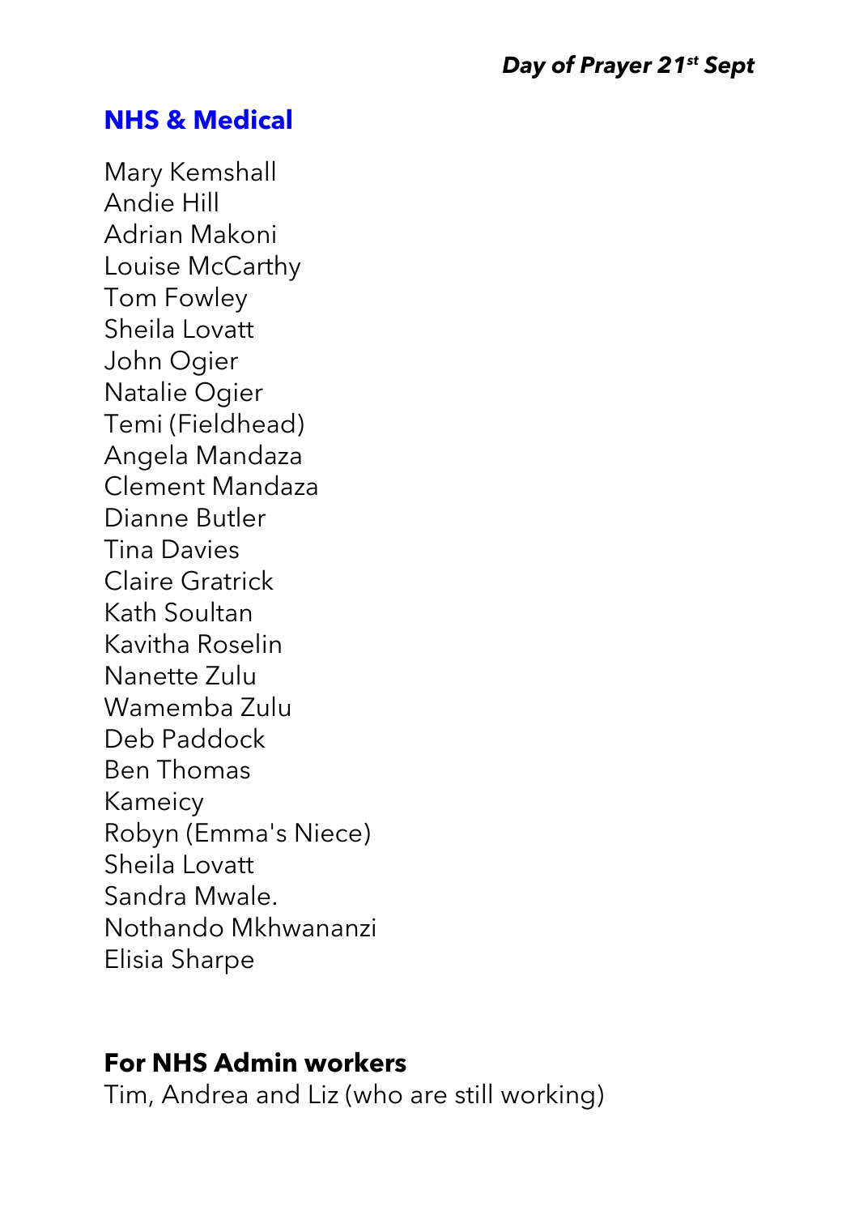## NHS & Medical

Mary Kemshall
Andie Hill
Adrian Makoni
Louise McCarthy
Tom Fowley
Sheila Lovatt
John Ogier
Natalie Ogier
Temi (Fieldhead)
Angela Mandaza
Clement Mandaza
Dianne Butler
Tina Davies
Claire Gratrick
Kath Soultan
Kavitha Roselin
Nanette Zulu
Wamemba Zulu
Deb Paddock
Ben Thomas
Kameicy
Robyn (Emma's Niece)
Sheila Lovatt
Sandra Mwale.
Nothando Mkhwananzi
Elisia Sharpe

**For NHS Admin workers**
Tim, Andrea and Liz (who are still working)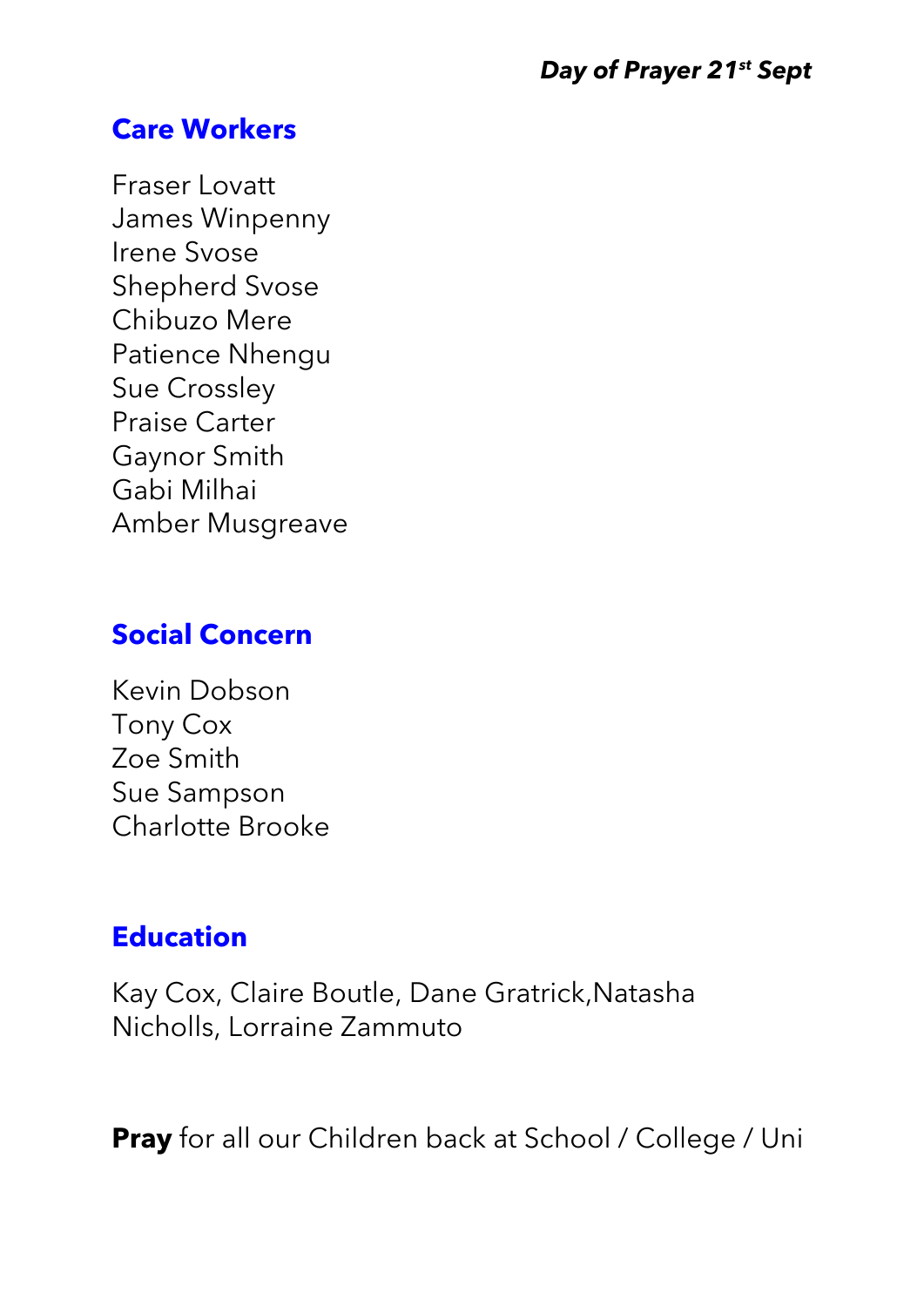***Day of Prayer 21st Sept***

## Care Workers

Fraser Lovatt
James Winpenny
Irene Svose
Shepherd Svose
Chibuzo Mere
Patience Nhengu
Sue Crossley
Praise Carter
Gaynor Smith
Gabi Milhai
Amber Musgreave

## Social Concern

Kevin Dobson
Tony Cox
Zoe Smith
Sue Sampson
Charlotte Brooke

## Education

Kay Cox, Claire Boutle, Dane Gratrick,Natasha Nicholls, Lorraine Zammuto

**Pray** for all our Children back at School / College / Uni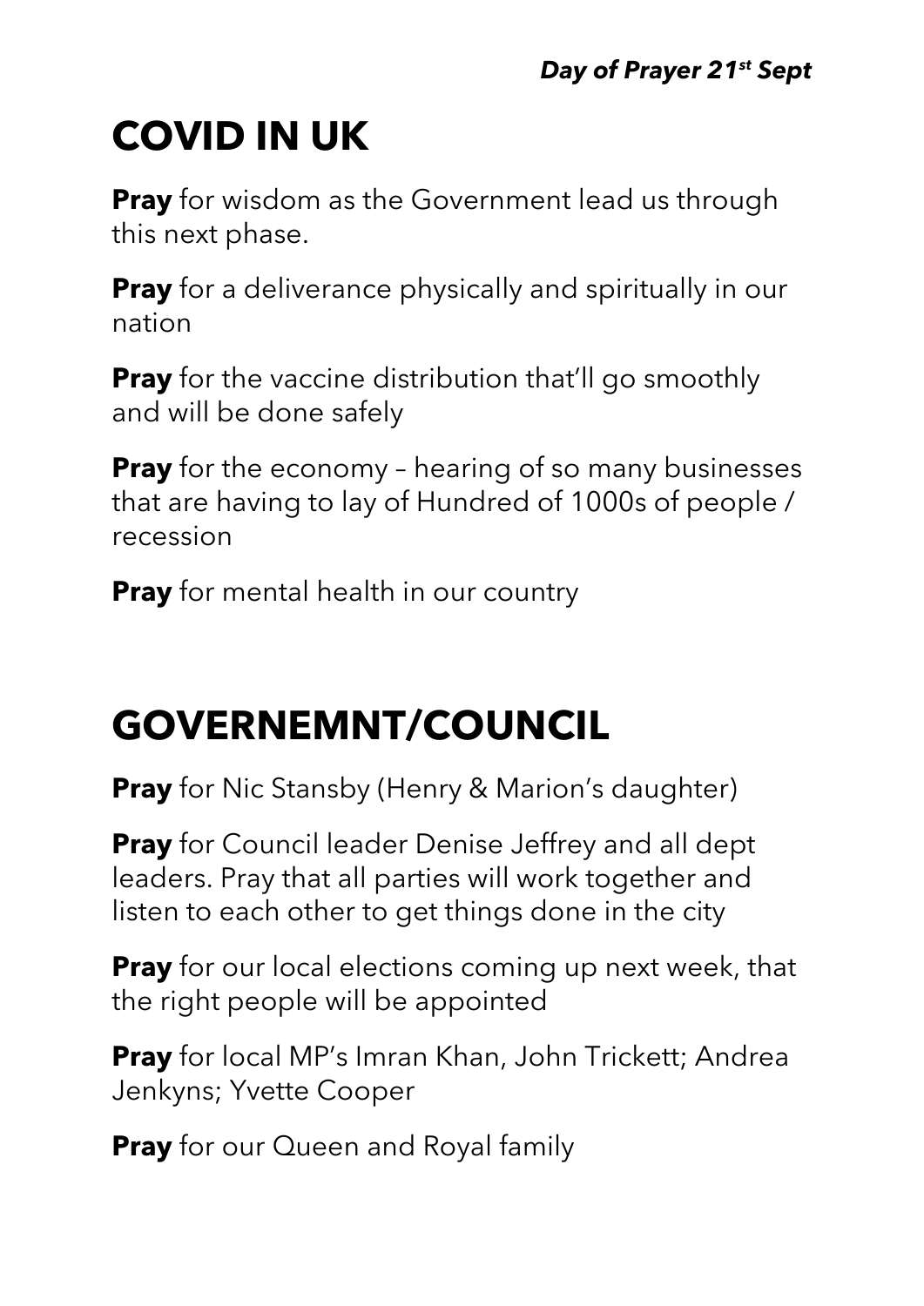*Day of Prayer 21st Sept*

# COVID IN UK

**Pray** for wisdom as the Government lead us through this next phase.

**Pray** for a deliverance physically and spiritually in our nation

**Pray** for the vaccine distribution that'll go smoothly and will be done safely

**Pray** for the economy – hearing of so many businesses that are having to lay of Hundred of 1000s of people / recession

**Pray** for mental health in our country

# GOVERNEMNT/COUNCIL

**Pray** for Nic Stansby (Henry & Marion's daughter)

**Pray** for Council leader Denise Jeffrey and all dept leaders. Pray that all parties will work together and listen to each other to get things done in the city

**Pray** for our local elections coming up next week, that the right people will be appointed

**Pray** for local MP's Imran Khan, John Trickett; Andrea Jenkyns; Yvette Cooper

**Pray** for our Queen and Royal family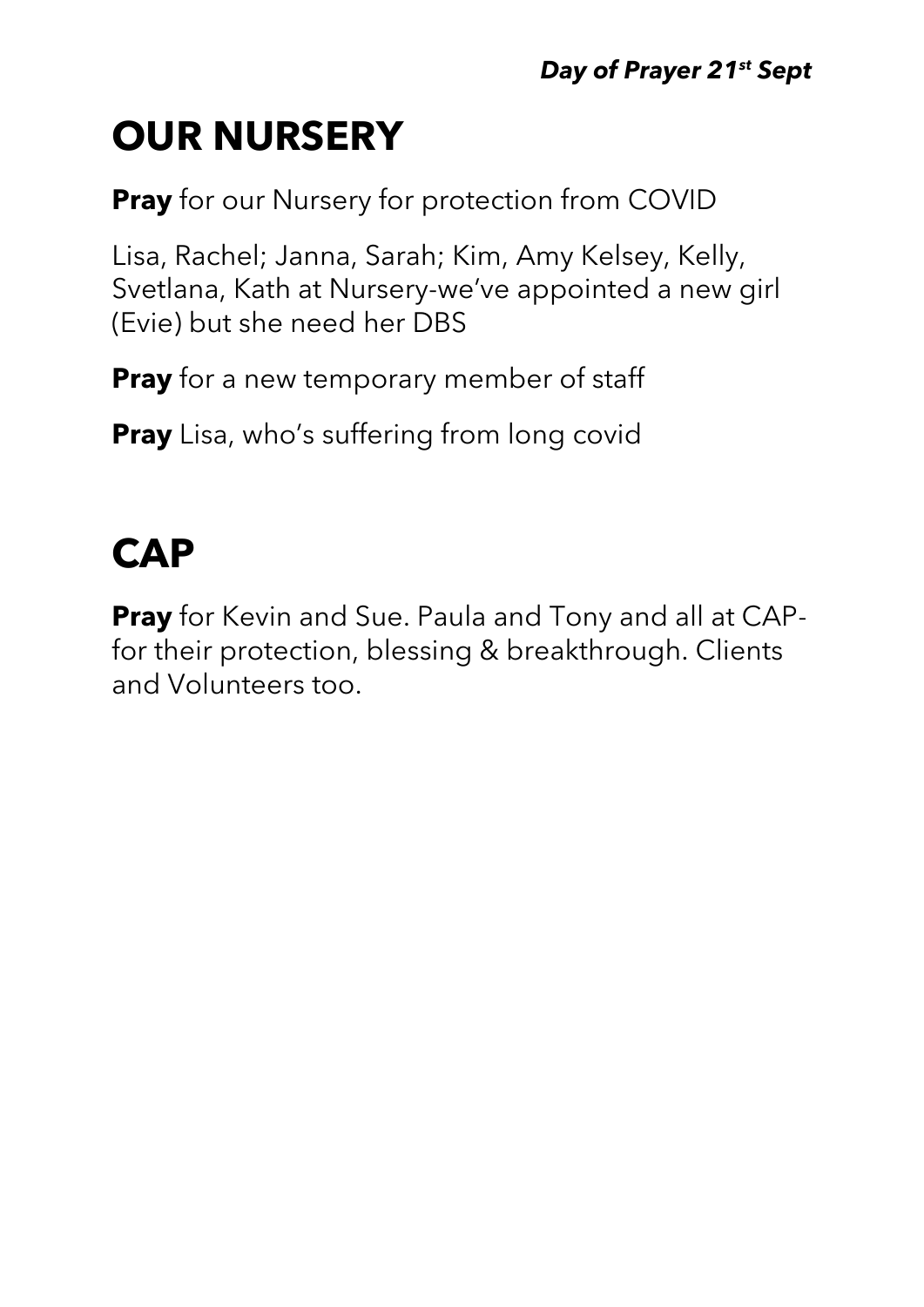# OUR NURSERY

**Pray** for our Nursery for protection from COVID

Lisa, Rachel; Janna, Sarah; Kim, Amy Kelsey, Kelly, Svetlana, Kath at Nursery-we've appointed a new girl (Evie) but she need her DBS

**Pray** for a new temporary member of staff

**Pray** Lisa, who's suffering from long covid

# CAP

**Pray** for Kevin and Sue. Paula and Tony and all at CAP- for their protection, blessing & breakthrough. Clients and Volunteers too.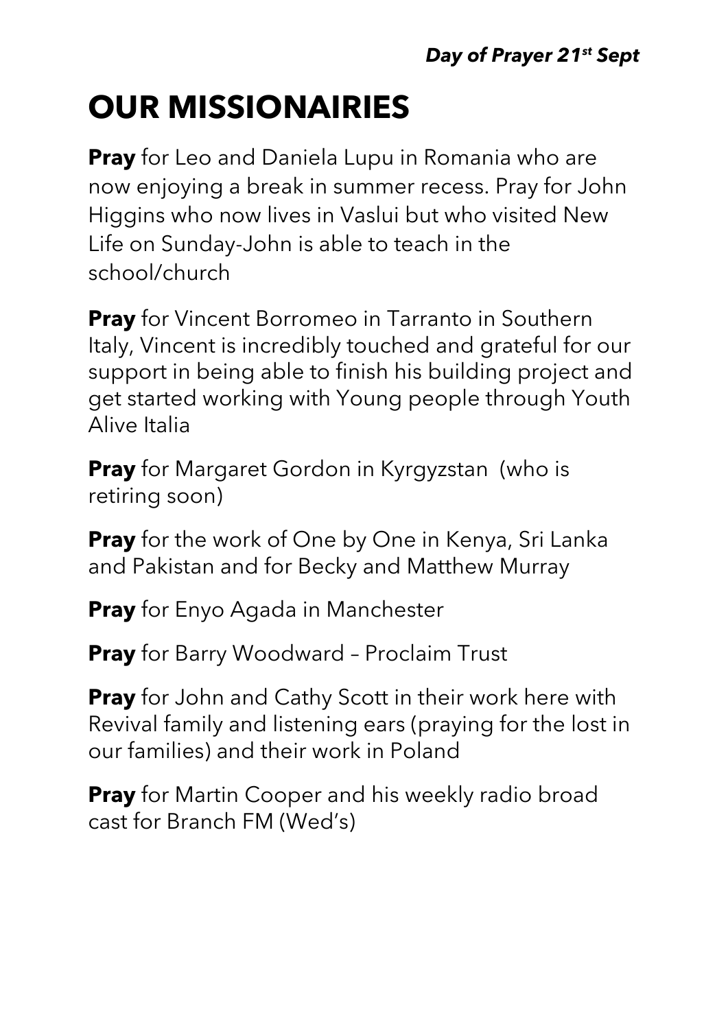***Day of Prayer 21st Sept***

# OUR MISSIONAIRIES

**Pray** for Leo and Daniela Lupu in Romania who are now enjoying a break in summer recess. Pray for John Higgins who now lives in Vaslui but who visited New Life on Sunday-John is able to teach in the school/church

**Pray** for Vincent Borromeo in Tarranto in Southern Italy, Vincent is incredibly touched and grateful for our support in being able to finish his building project and get started working with Young people through Youth Alive Italia

**Pray** for Margaret Gordon in Kyrgyzstan (who is retiring soon)

**Pray** for the work of One by One in Kenya, Sri Lanka and Pakistan and for Becky and Matthew Murray

**Pray** for Enyo Agada in Manchester

**Pray** for Barry Woodward – Proclaim Trust

**Pray** for John and Cathy Scott in their work here with Revival family and listening ears (praying for the lost in our families) and their work in Poland

**Pray** for Martin Cooper and his weekly radio broad cast for Branch FM (Wed's)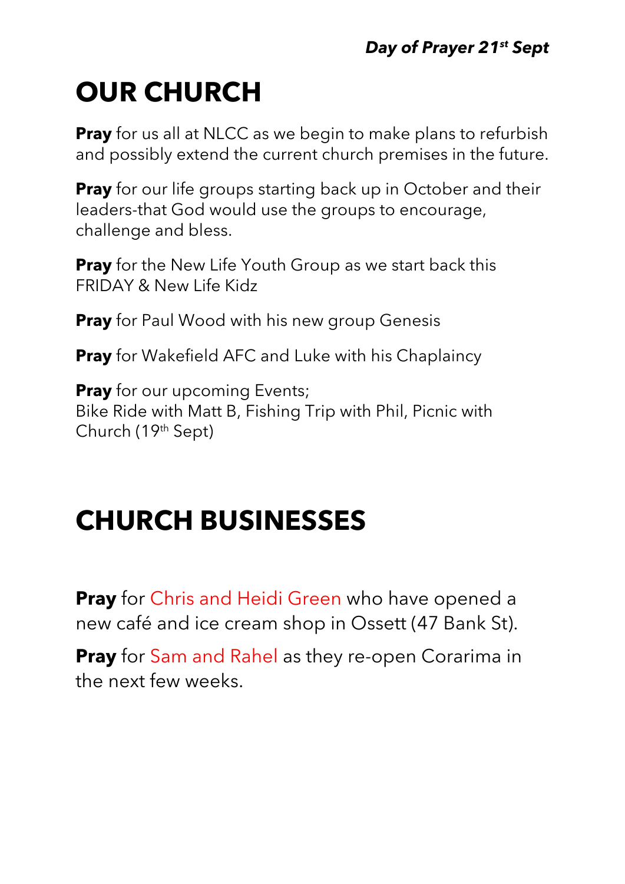***Day of Prayer 21st Sept***

# OUR CHURCH

**Pray** for us all at NLCC as we begin to make plans to refurbish and possibly extend the current church premises in the future.

**Pray** for our life groups starting back up in October and their leaders-that God would use the groups to encourage, challenge and bless.

**Pray** for the New Life Youth Group as we start back this FRIDAY & New Life Kidz

**Pray** for Paul Wood with his new group Genesis

**Pray** for Wakefield AFC and Luke with his Chaplaincy

**Pray** for our upcoming Events;
Bike Ride with Matt B, Fishing Trip with Phil, Picnic with Church (19th Sept)

# CHURCH BUSINESSES

**Pray** for Chris and Heidi Green who have opened a new café and ice cream shop in Ossett (47 Bank St).

**Pray** for Sam and Rahel as they re-open Corarima in the next few weeks.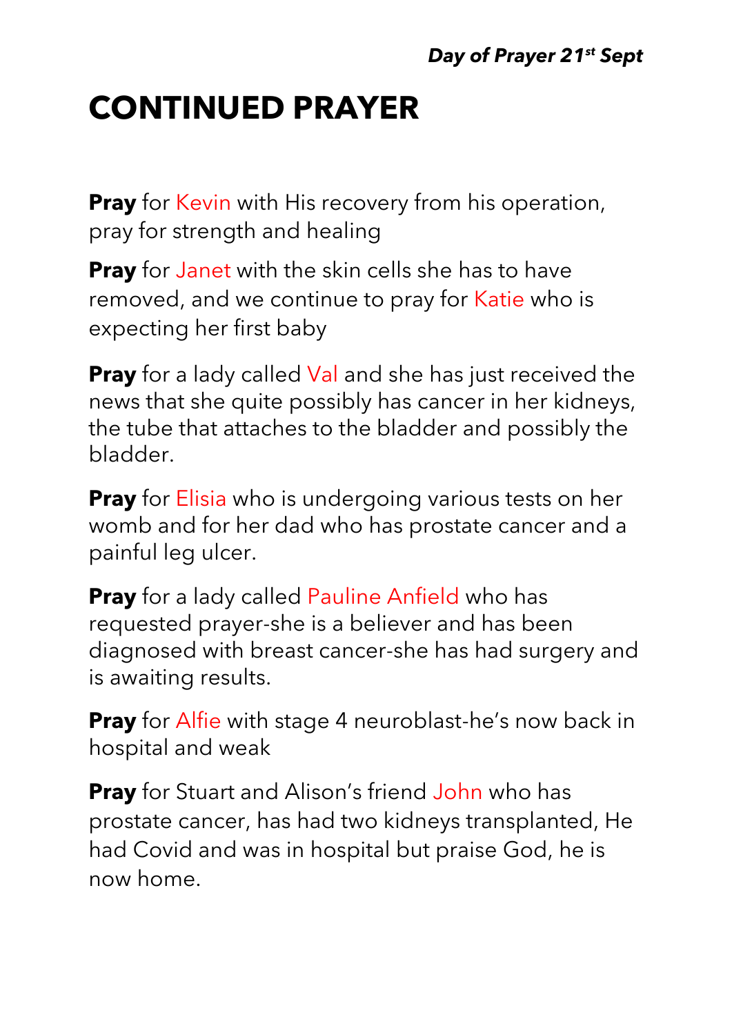# CONTINUED PRAYER

**Pray** for Kevin with His recovery from his operation, pray for strength and healing

**Pray** for Janet with the skin cells she has to have removed, and we continue to pray for Katie who is expecting her first baby

**Pray** for a lady called Val and she has just received the news that she quite possibly has cancer in her kidneys, the tube that attaches to the bladder and possibly the bladder.

**Pray** for Elisia who is undergoing various tests on her womb and for her dad who has prostate cancer and a painful leg ulcer.

**Pray** for a lady called Pauline Anfield who has requested prayer-she is a believer and has been diagnosed with breast cancer-she has had surgery and is awaiting results.

**Pray** for Alfie with stage 4 neuroblast-he's now back in hospital and weak

**Pray** for Stuart and Alison's friend John who has prostate cancer, has had two kidneys transplanted, He had Covid and was in hospital but praise God, he is now home.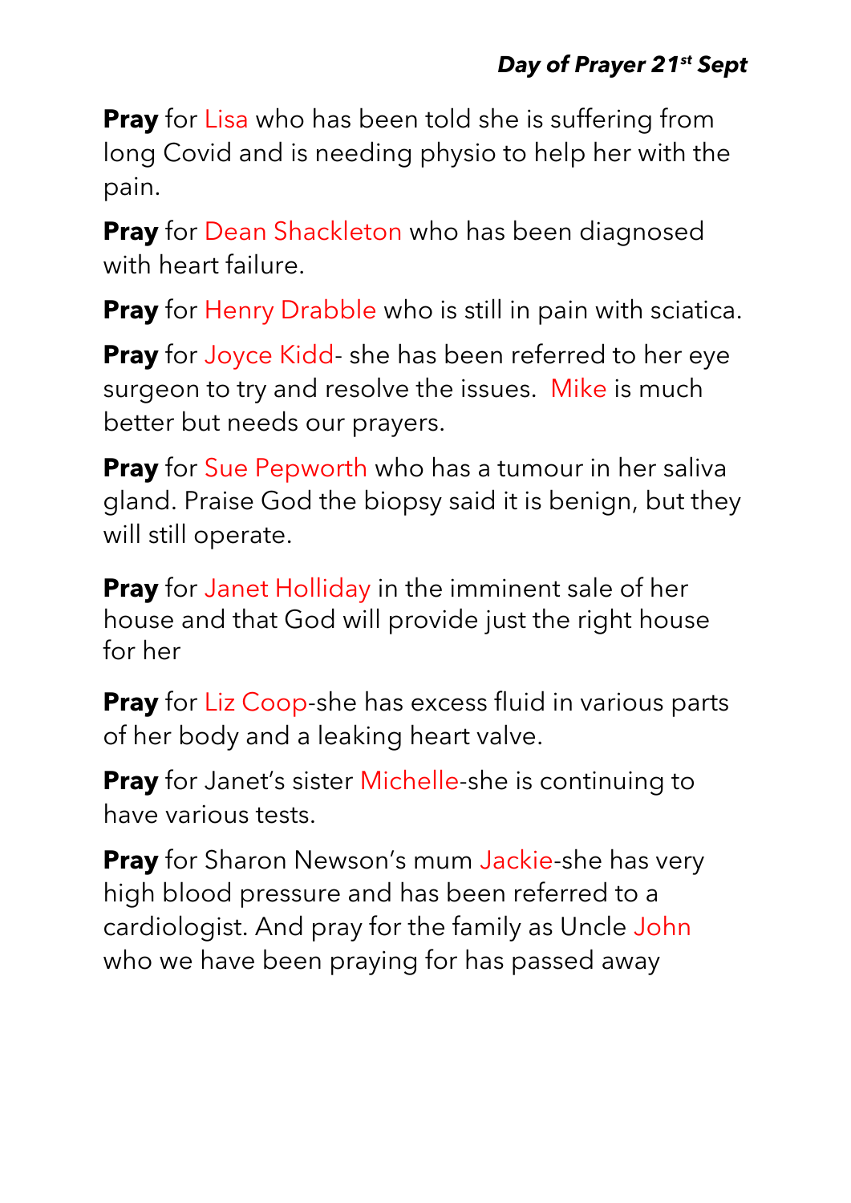***Day of Prayer 21st Sept***

**Pray** for Lisa who has been told she is suffering from long Covid and is needing physio to help her with the pain.

**Pray** for Dean Shackleton who has been diagnosed with heart failure.

**Pray** for Henry Drabble who is still in pain with sciatica.

**Pray** for Joyce Kidd- she has been referred to her eye surgeon to try and resolve the issues.  Mike is much better but needs our prayers.

**Pray** for Sue Pepworth who has a tumour in her saliva gland. Praise God the biopsy said it is benign, but they will still operate.

**Pray** for Janet Holliday in the imminent sale of her house and that God will provide just the right house for her

**Pray** for Liz Coop-she has excess fluid in various parts of her body and a leaking heart valve.

**Pray** for Janet's sister Michelle-she is continuing to have various tests.

**Pray** for Sharon Newson's mum Jackie-she has very high blood pressure and has been referred to a cardiologist. And pray for the family as Uncle John who we have been praying for has passed away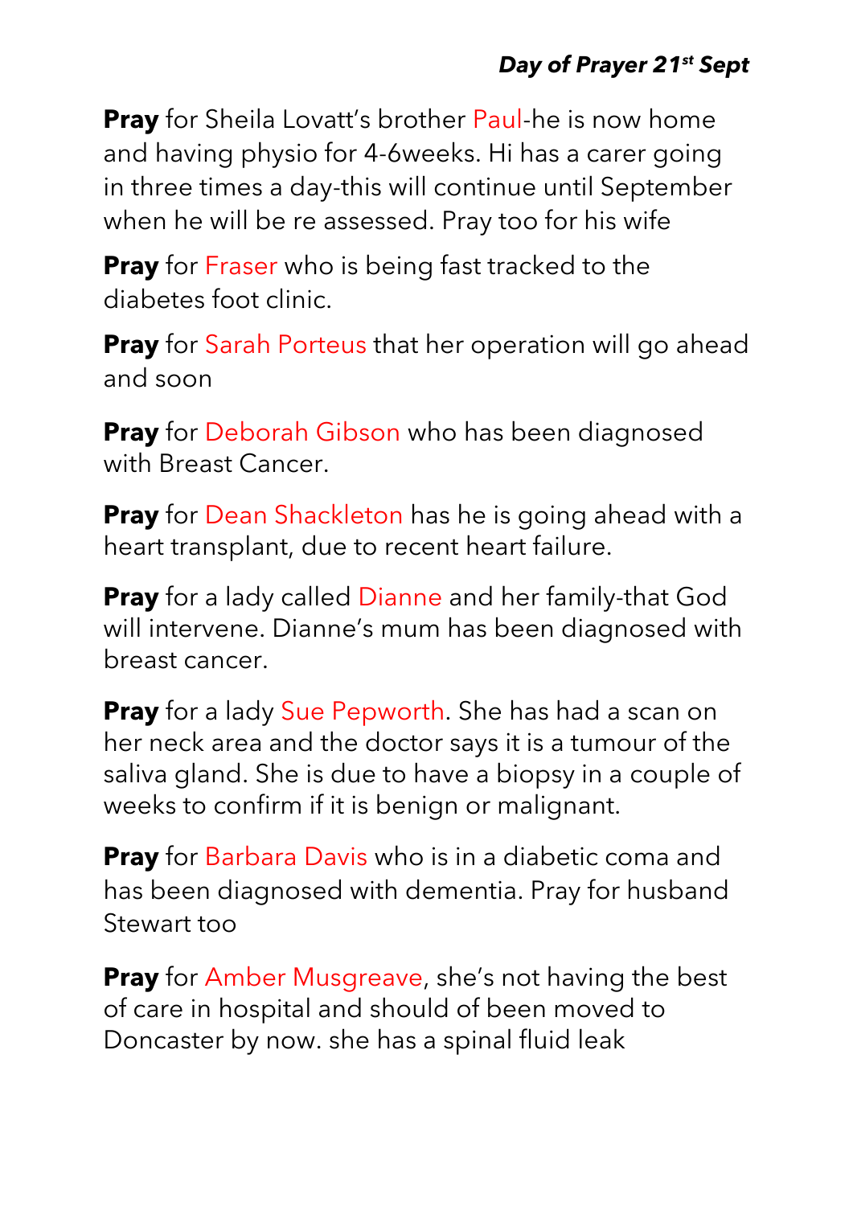***Day of Prayer 21st Sept***

**Pray** for Sheila Lovatt's brother Paul-he is now home and having physio for 4-6weeks. Hi has a carer going in three times a day-this will continue until September when he will be re assessed. Pray too for his wife

**Pray** for Fraser who is being fast tracked to the diabetes foot clinic.

**Pray** for Sarah Porteus that her operation will go ahead and soon

**Pray** for Deborah Gibson who has been diagnosed with Breast Cancer.

**Pray** for Dean Shackleton has he is going ahead with a heart transplant, due to recent heart failure.

**Pray** for a lady called Dianne and her family-that God will intervene. Dianne's mum has been diagnosed with breast cancer.

**Pray** for a lady Sue Pepworth. She has had a scan on her neck area and the doctor says it is a tumour of the saliva gland. She is due to have a biopsy in a couple of weeks to confirm if it is benign or malignant.

**Pray** for Barbara Davis who is in a diabetic coma and has been diagnosed with dementia. Pray for husband Stewart too

**Pray** for Amber Musgreave, she's not having the best of care in hospital and should of been moved to Doncaster by now. she has a spinal fluid leak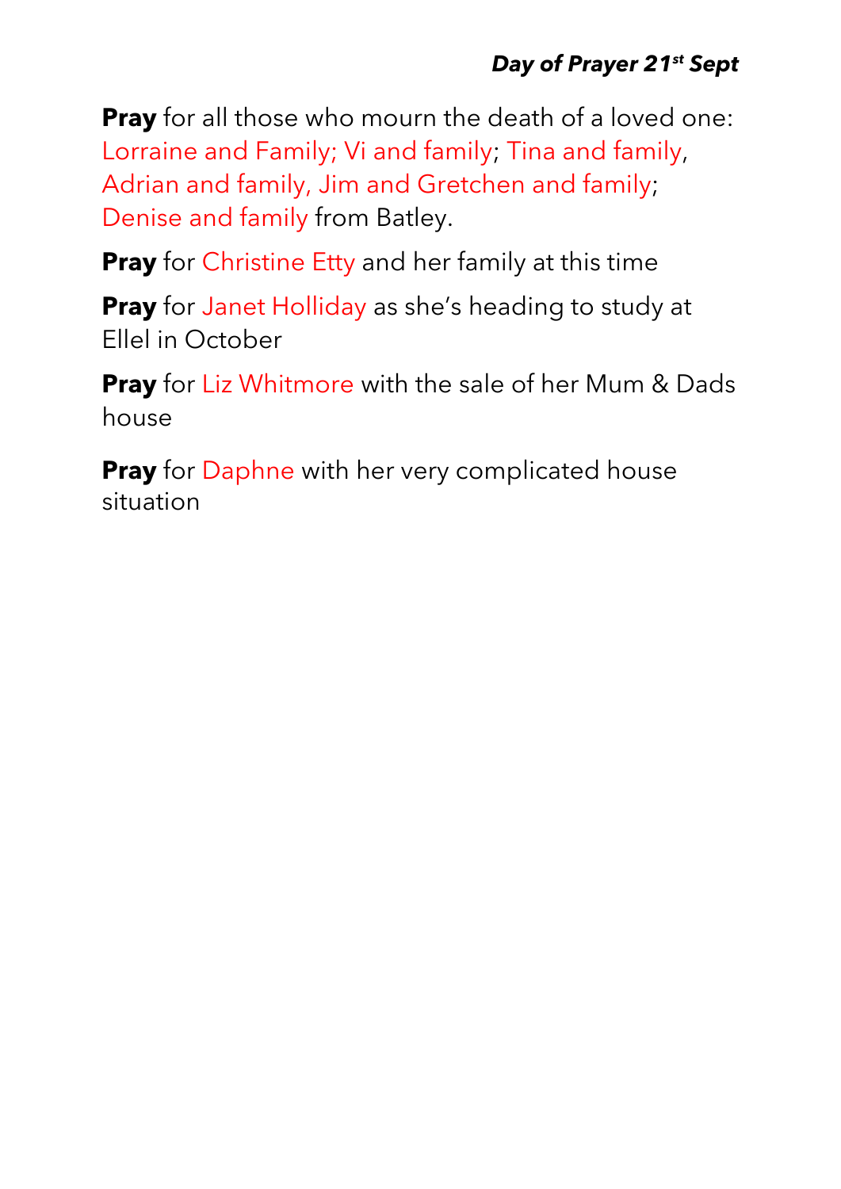***Day of Prayer 21st Sept***

**Pray** for all those who mourn the death of a loved one: Lorraine and Family; Vi and family; Tina and family, Adrian and family, Jim and Gretchen and family; Denise and family from Batley.

**Pray** for Christine Etty and her family at this time

**Pray** for Janet Holliday as she's heading to study at Ellel in October

**Pray** for Liz Whitmore with the sale of her Mum & Dads house

**Pray** for Daphne with her very complicated house situation